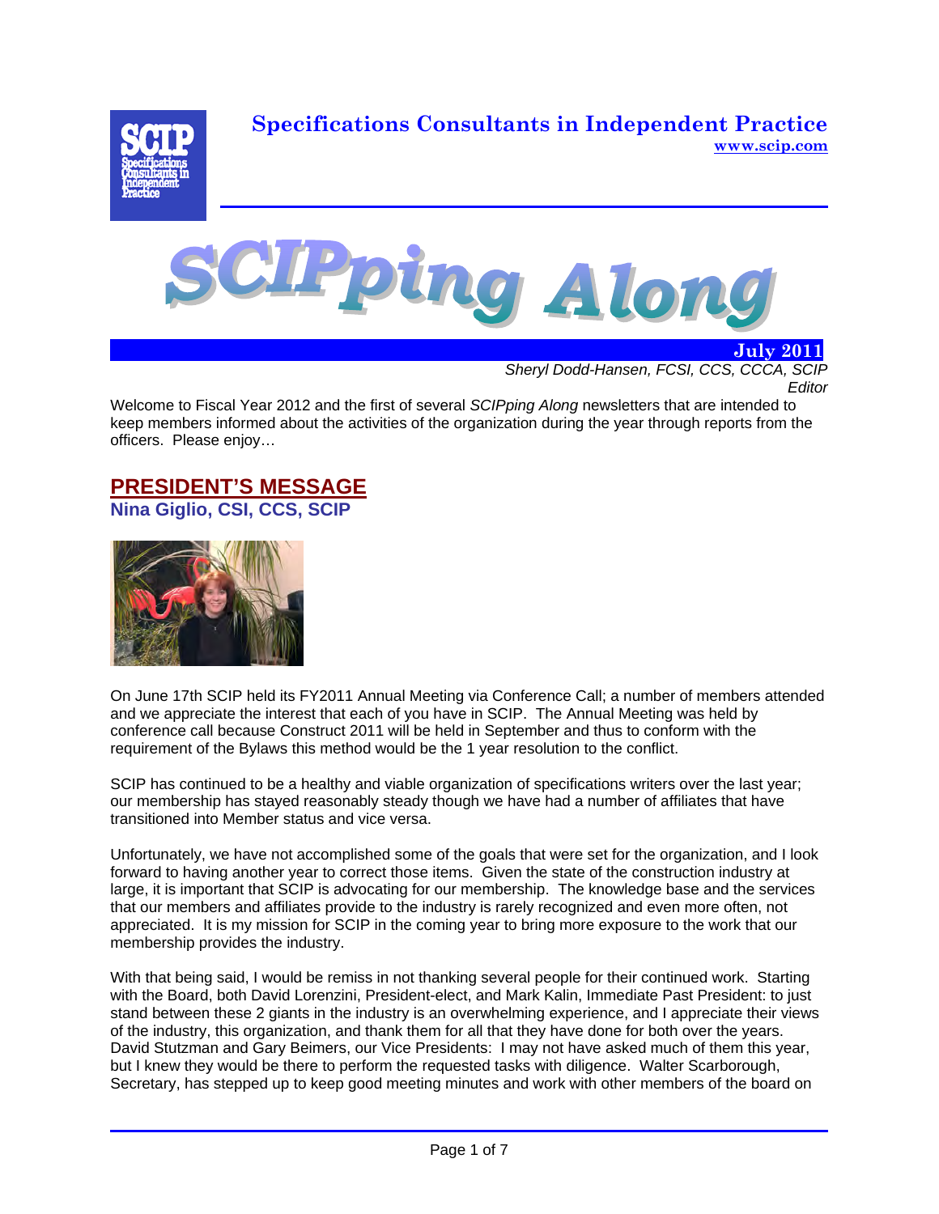**Specifications Consultants in Independent Practice**
**www.scip.com**

# SCIPping Along

**July 2011**

*Sheryl Dodd-Hansen, FCSI, CCS, CCCA, SCIP*
*Editor*

Welcome to Fiscal Year 2012 and the first of several *SCIPping Along* newsletters that are intended to keep members informed about the activities of the organization during the year through reports from the officers. Please enjoy…

## PRESIDENT'S MESSAGE

**Nina Giglio, CSI, CCS, SCIP**

On June 17th SCIP held its FY2011 Annual Meeting via Conference Call; a number of members attended and we appreciate the interest that each of you have in SCIP. The Annual Meeting was held by conference call because Construct 2011 will be held in September and thus to conform with the requirement of the Bylaws this method would be the 1 year resolution to the conflict.

SCIP has continued to be a healthy and viable organization of specifications writers over the last year; our membership has stayed reasonably steady though we have had a number of affiliates that have transitioned into Member status and vice versa.

Unfortunately, we have not accomplished some of the goals that were set for the organization, and I look forward to having another year to correct those items. Given the state of the construction industry at large, it is important that SCIP is advocating for our membership. The knowledge base and the services that our members and affiliates provide to the industry is rarely recognized and even more often, not appreciated. It is my mission for SCIP in the coming year to bring more exposure to the work that our membership provides the industry.

With that being said, I would be remiss in not thanking several people for their continued work. Starting with the Board, both David Lorenzini, President-elect, and Mark Kalin, Immediate Past President: to just stand between these 2 giants in the industry is an overwhelming experience, and I appreciate their views of the industry, this organization, and thank them for all that they have done for both over the years. David Stutzman and Gary Beimers, our Vice Presidents: I may not have asked much of them this year, but I knew they would be there to perform the requested tasks with diligence. Walter Scarborough, Secretary, has stepped up to keep good meeting minutes and work with other members of the board on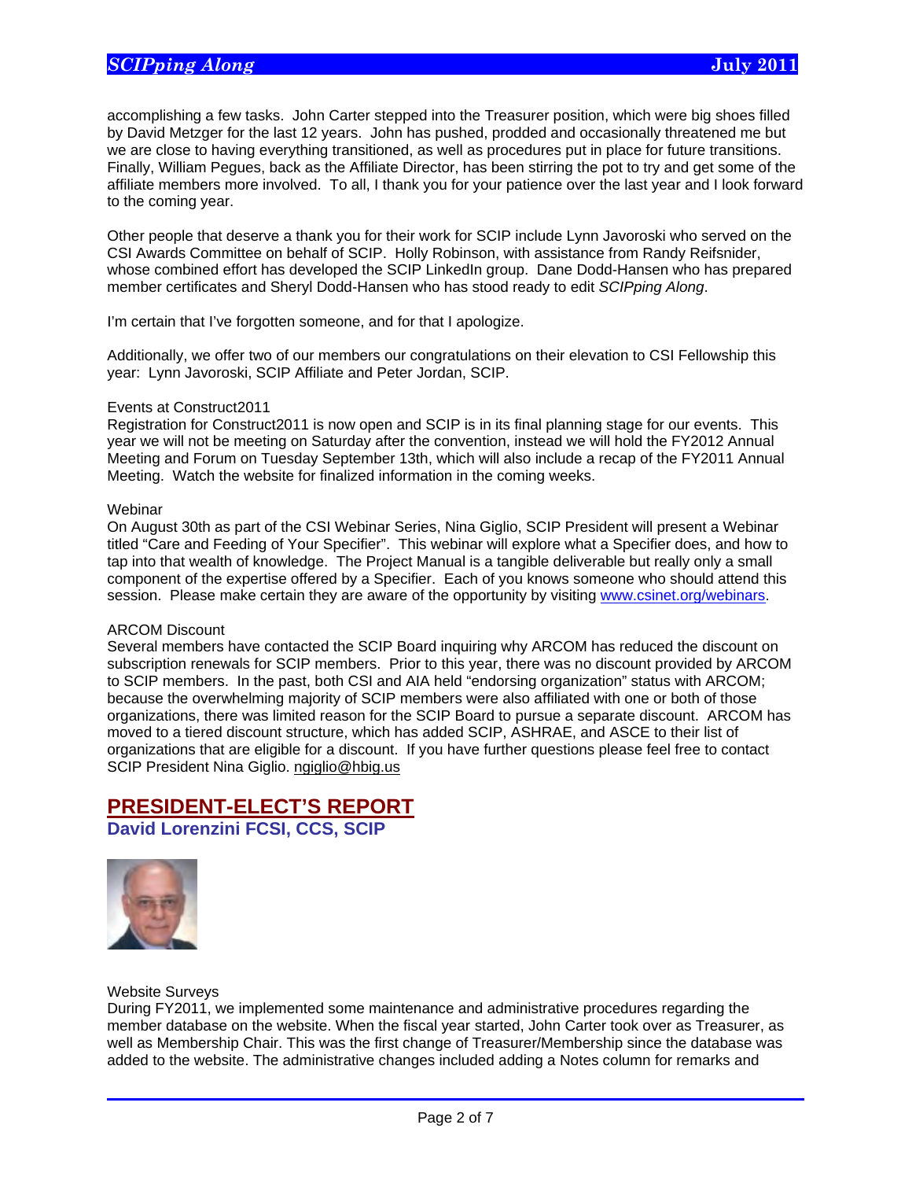accomplishing a few tasks. John Carter stepped into the Treasurer position, which were big shoes filled by David Metzger for the last 12 years. John has pushed, prodded and occasionally threatened me but we are close to having everything transitioned, as well as procedures put in place for future transitions. Finally, William Pegues, back as the Affiliate Director, has been stirring the pot to try and get some of the affiliate members more involved. To all, I thank you for your patience over the last year and I look forward to the coming year.

Other people that deserve a thank you for their work for SCIP include Lynn Javoroski who served on the CSI Awards Committee on behalf of SCIP. Holly Robinson, with assistance from Randy Reifsnider, whose combined effort has developed the SCIP LinkedIn group. Dane Dodd-Hansen who has prepared member certificates and Sheryl Dodd-Hansen who has stood ready to edit *SCIPping Along*.

I'm certain that I've forgotten someone, and for that I apologize.

Additionally, we offer two of our members our congratulations on their elevation to CSI Fellowship this year: Lynn Javoroski, SCIP Affiliate and Peter Jordan, SCIP.

Events at Construct2011

Registration for Construct2011 is now open and SCIP is in its final planning stage for our events. This year we will not be meeting on Saturday after the convention, instead we will hold the FY2012 Annual Meeting and Forum on Tuesday September 13th, which will also include a recap of the FY2011 Annual Meeting. Watch the website for finalized information in the coming weeks.

Webinar

On August 30th as part of the CSI Webinar Series, Nina Giglio, SCIP President will present a Webinar titled "Care and Feeding of Your Specifier". This webinar will explore what a Specifier does, and how to tap into that wealth of knowledge. The Project Manual is a tangible deliverable but really only a small component of the expertise offered by a Specifier. Each of you knows someone who should attend this session. Please make certain they are aware of the opportunity by visiting www.csinet.org/webinars.

ARCOM Discount

Several members have contacted the SCIP Board inquiring why ARCOM has reduced the discount on subscription renewals for SCIP members. Prior to this year, there was no discount provided by ARCOM to SCIP members. In the past, both CSI and AIA held "endorsing organization" status with ARCOM; because the overwhelming majority of SCIP members were also affiliated with one or both of those organizations, there was limited reason for the SCIP Board to pursue a separate discount. ARCOM has moved to a tiered discount structure, which has added SCIP, ASHRAE, and ASCE to their list of organizations that are eligible for a discount. If you have further questions please feel free to contact SCIP President Nina Giglio. ngiglio@hbig.us

## PRESIDENT-ELECT'S REPORT

### David Lorenzini FCSI, CCS, SCIP

Website Surveys

During FY2011, we implemented some maintenance and administrative procedures regarding the member database on the website. When the fiscal year started, John Carter took over as Treasurer, as well as Membership Chair. This was the first change of Treasurer/Membership since the database was added to the website. The administrative changes included adding a Notes column for remarks and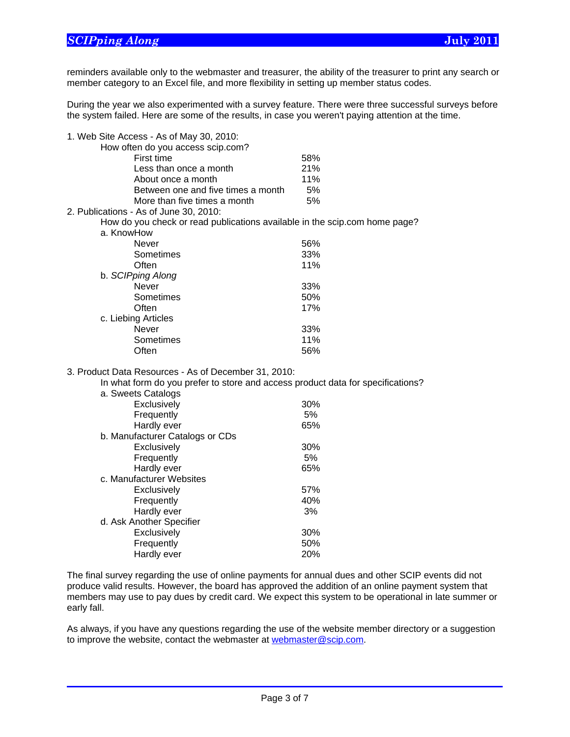reminders available only to the webmaster and treasurer, the ability of the treasurer to print any search or member category to an Excel file, and more flexibility in setting up member status codes.

During the year we also experimented with a survey feature. There were three successful surveys before the system failed. Here are some of the results, in case you weren't paying attention at the time.

1. Web Site Access - As of May 30, 2010:

How often do you access scip.com?

| Response | Percent |
|---|---|
| First time | 58% |
| Less than once a month | 21% |
| About once a month | 11% |
| Between one and five times a month | 5% |
| More than five times a month | 5% |

2. Publications - As of June 30, 2010:

How do you check or read publications available in the scip.com home page?

a. KnowHow

| Response | Percent |
|---|---|
| Never | 56% |
| Sometimes | 33% |
| Often | 11% |

b. *SCIPping Along*

| Response | Percent |
|---|---|
| Never | 33% |
| Sometimes | 50% |
| Often | 17% |

c. Liebing Articles

| Response | Percent |
|---|---|
| Never | 33% |
| Sometimes | 11% |
| Often | 56% |

3. Product Data Resources - As of December 31, 2010:

In what form do you prefer to store and access product data for specifications?

a. Sweets Catalogs

| Response | Percent |
|---|---|
| Exclusively | 30% |
| Frequently | 5% |
| Hardly ever | 65% |

b. Manufacturer Catalogs or CDs

| Response | Percent |
|---|---|
| Exclusively | 30% |
| Frequently | 5% |
| Hardly ever | 65% |

c. Manufacturer Websites

| Response | Percent |
|---|---|
| Exclusively | 57% |
| Frequently | 40% |
| Hardly ever | 3% |

d. Ask Another Specifier

| Response | Percent |
|---|---|
| Exclusively | 30% |
| Frequently | 50% |
| Hardly ever | 20% |

The final survey regarding the use of online payments for annual dues and other SCIP events did not produce valid results. However, the board has approved the addition of an online payment system that members may use to pay dues by credit card. We expect this system to be operational in late summer or early fall.

As always, if you have any questions regarding the use of the website member directory or a suggestion to improve the website, contact the webmaster at [webmaster@scip.com](mailto:webmaster@scip.com).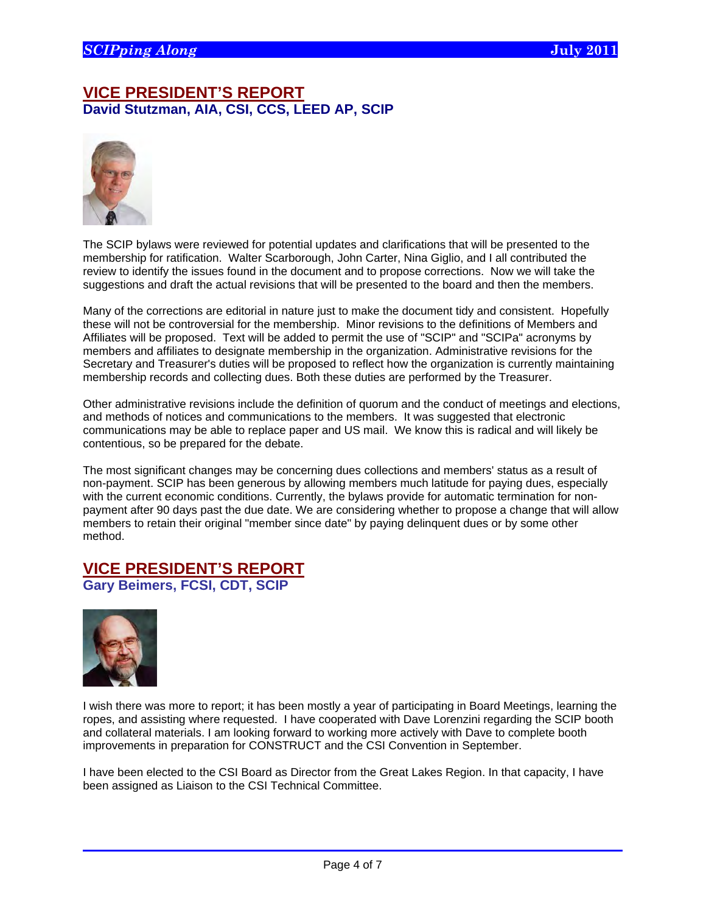## VICE PRESIDENT'S REPORT

**David Stutzman, AIA, CSI, CCS, LEED AP, SCIP**

The SCIP bylaws were reviewed for potential updates and clarifications that will be presented to the membership for ratification. Walter Scarborough, John Carter, Nina Giglio, and I all contributed the review to identify the issues found in the document and to propose corrections. Now we will take the suggestions and draft the actual revisions that will be presented to the board and then the members.

Many of the corrections are editorial in nature just to make the document tidy and consistent. Hopefully these will not be controversial for the membership. Minor revisions to the definitions of Members and Affiliates will be proposed. Text will be added to permit the use of "SCIP" and "SCIPa" acronyms by members and affiliates to designate membership in the organization. Administrative revisions for the Secretary and Treasurer's duties will be proposed to reflect how the organization is currently maintaining membership records and collecting dues. Both these duties are performed by the Treasurer.

Other administrative revisions include the definition of quorum and the conduct of meetings and elections, and methods of notices and communications to the members. It was suggested that electronic communications may be able to replace paper and US mail. We know this is radical and will likely be contentious, so be prepared for the debate.

The most significant changes may be concerning dues collections and members' status as a result of non-payment. SCIP has been generous by allowing members much latitude for paying dues, especially with the current economic conditions. Currently, the bylaws provide for automatic termination for non-payment after 90 days past the due date. We are considering whether to propose a change that will allow members to retain their original "member since date" by paying delinquent dues or by some other method.

## VICE PRESIDENT'S REPORT

**Gary Beimers, FCSI, CDT, SCIP**

I wish there was more to report; it has been mostly a year of participating in Board Meetings, learning the ropes, and assisting where requested. I have cooperated with Dave Lorenzini regarding the SCIP booth and collateral materials. I am looking forward to working more actively with Dave to complete booth improvements in preparation for CONSTRUCT and the CSI Convention in September.

I have been elected to the CSI Board as Director from the Great Lakes Region. In that capacity, I have been assigned as Liaison to the CSI Technical Committee.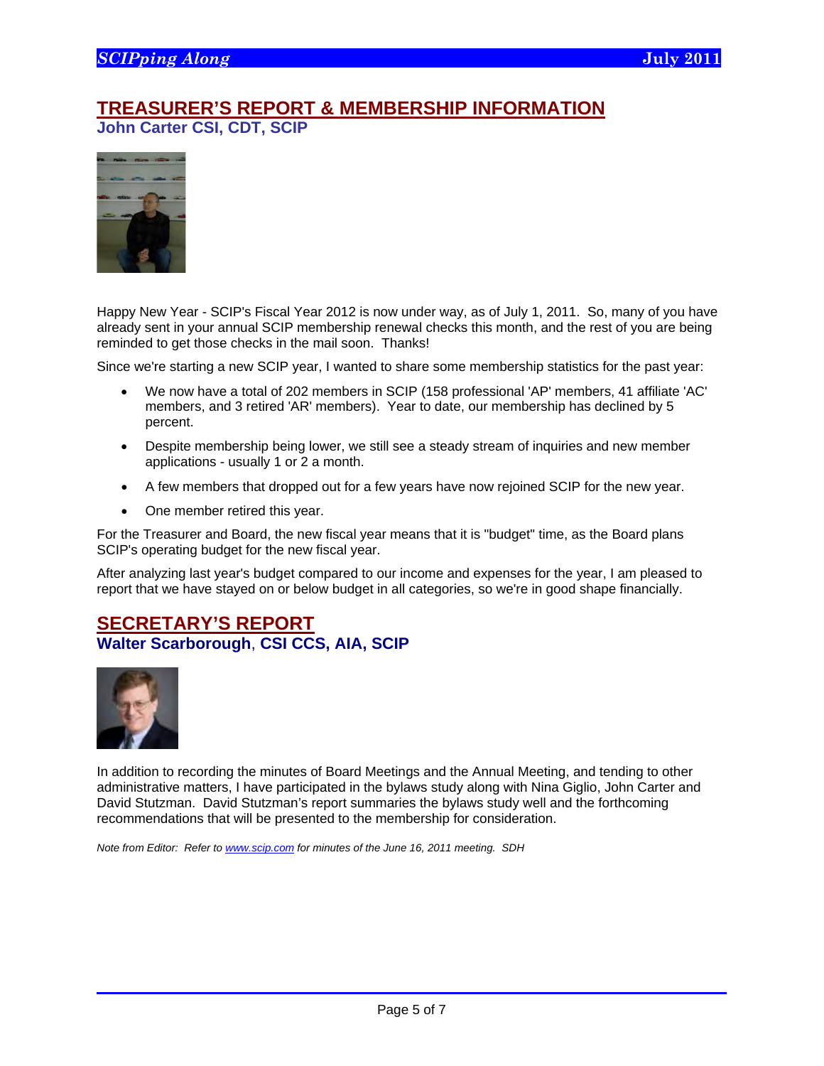## TREASURER'S REPORT & MEMBERSHIP INFORMATION

**John Carter CSI, CDT, SCIP**

Happy New Year - SCIP's Fiscal Year 2012 is now under way, as of July 1, 2011. So, many of you have already sent in your annual SCIP membership renewal checks this month, and the rest of you are being reminded to get those checks in the mail soon. Thanks!

Since we're starting a new SCIP year, I wanted to share some membership statistics for the past year:

- We now have a total of 202 members in SCIP (158 professional 'AP' members, 41 affiliate 'AC' members, and 3 retired 'AR' members). Year to date, our membership has declined by 5 percent.
- Despite membership being lower, we still see a steady stream of inquiries and new member applications - usually 1 or 2 a month.
- A few members that dropped out for a few years have now rejoined SCIP for the new year.
- One member retired this year.

For the Treasurer and Board, the new fiscal year means that it is "budget" time, as the Board plans SCIP's operating budget for the new fiscal year.

After analyzing last year's budget compared to our income and expenses for the year, I am pleased to report that we have stayed on or below budget in all categories, so we're in good shape financially.

## SECRETARY'S REPORT

**Walter Scarborough, CSI CCS, AIA, SCIP**

In addition to recording the minutes of Board Meetings and the Annual Meeting, and tending to other administrative matters, I have participated in the bylaws study along with Nina Giglio, John Carter and David Stutzman. David Stutzman's report summaries the bylaws study well and the forthcoming recommendations that will be presented to the membership for consideration.

*Note from Editor: Refer to [www.scip.com](http://www.scip.com) for minutes of the June 16, 2011 meeting. SDH*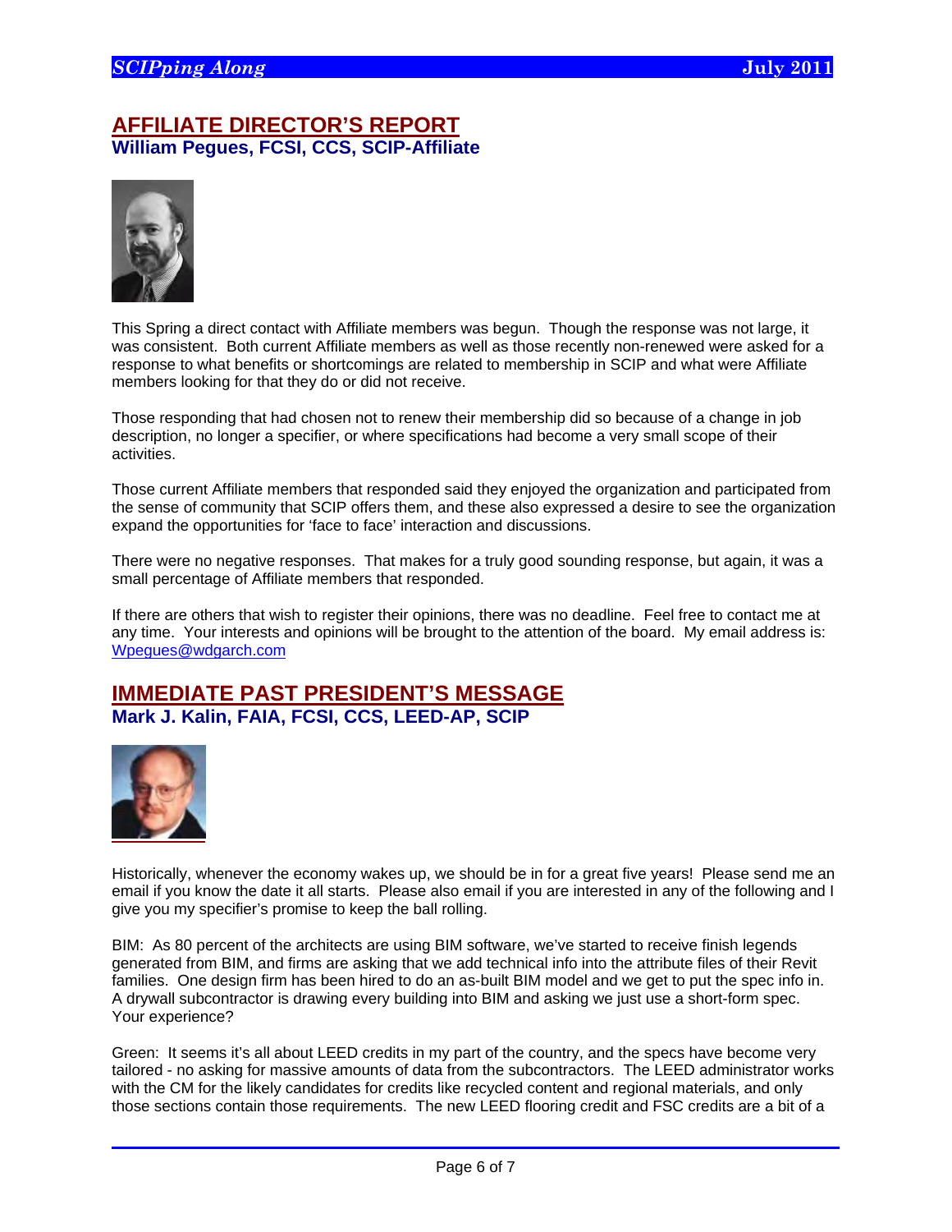## AFFILIATE DIRECTOR'S REPORT

**William Pegues, FCSI, CCS, SCIP-Affiliate**

This Spring a direct contact with Affiliate members was begun. Though the response was not large, it was consistent. Both current Affiliate members as well as those recently non-renewed were asked for a response to what benefits or shortcomings are related to membership in SCIP and what were Affiliate members looking for that they do or did not receive.

Those responding that had chosen not to renew their membership did so because of a change in job description, no longer a specifier, or where specifications had become a very small scope of their activities.

Those current Affiliate members that responded said they enjoyed the organization and participated from the sense of community that SCIP offers them, and these also expressed a desire to see the organization expand the opportunities for 'face to face' interaction and discussions.

There were no negative responses. That makes for a truly good sounding response, but again, it was a small percentage of Affiliate members that responded.

If there are others that wish to register their opinions, there was no deadline. Feel free to contact me at any time. Your interests and opinions will be brought to the attention of the board. My email address is: Wpegues@wdgarch.com

## IMMEDIATE PAST PRESIDENT'S MESSAGE

**Mark J. Kalin, FAIA, FCSI, CCS, LEED-AP, SCIP**

Historically, whenever the economy wakes up, we should be in for a great five years! Please send me an email if you know the date it all starts. Please also email if you are interested in any of the following and I give you my specifier's promise to keep the ball rolling.

BIM: As 80 percent of the architects are using BIM software, we've started to receive finish legends generated from BIM, and firms are asking that we add technical info into the attribute files of their Revit families. One design firm has been hired to do an as-built BIM model and we get to put the spec info in. A drywall subcontractor is drawing every building into BIM and asking we just use a short-form spec. Your experience?

Green: It seems it's all about LEED credits in my part of the country, and the specs have become very tailored - no asking for massive amounts of data from the subcontractors. The LEED administrator works with the CM for the likely candidates for credits like recycled content and regional materials, and only those sections contain those requirements. The new LEED flooring credit and FSC credits are a bit of a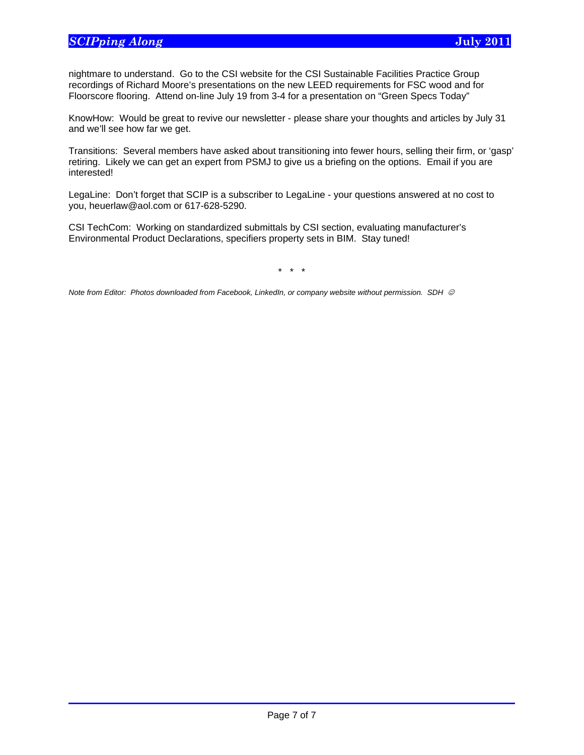nightmare to understand. Go to the CSI website for the CSI Sustainable Facilities Practice Group recordings of Richard Moore's presentations on the new LEED requirements for FSC wood and for Floorscore flooring. Attend on-line July 19 from 3-4 for a presentation on "Green Specs Today"

KnowHow: Would be great to revive our newsletter - please share your thoughts and articles by July 31 and we'll see how far we get.

Transitions: Several members have asked about transitioning into fewer hours, selling their firm, or 'gasp' retiring. Likely we can get an expert from PSMJ to give us a briefing on the options. Email if you are interested!

LegaLine: Don't forget that SCIP is a subscriber to LegaLine - your questions answered at no cost to you, heuerlaw@aol.com or 617-628-5290.

CSI TechCom: Working on standardized submittals by CSI section, evaluating manufacturer's Environmental Product Declarations, specifiers property sets in BIM. Stay tuned!

\* \* \*

*Note from Editor: Photos downloaded from Facebook, LinkedIn, or company website without permission. SDH ☺*